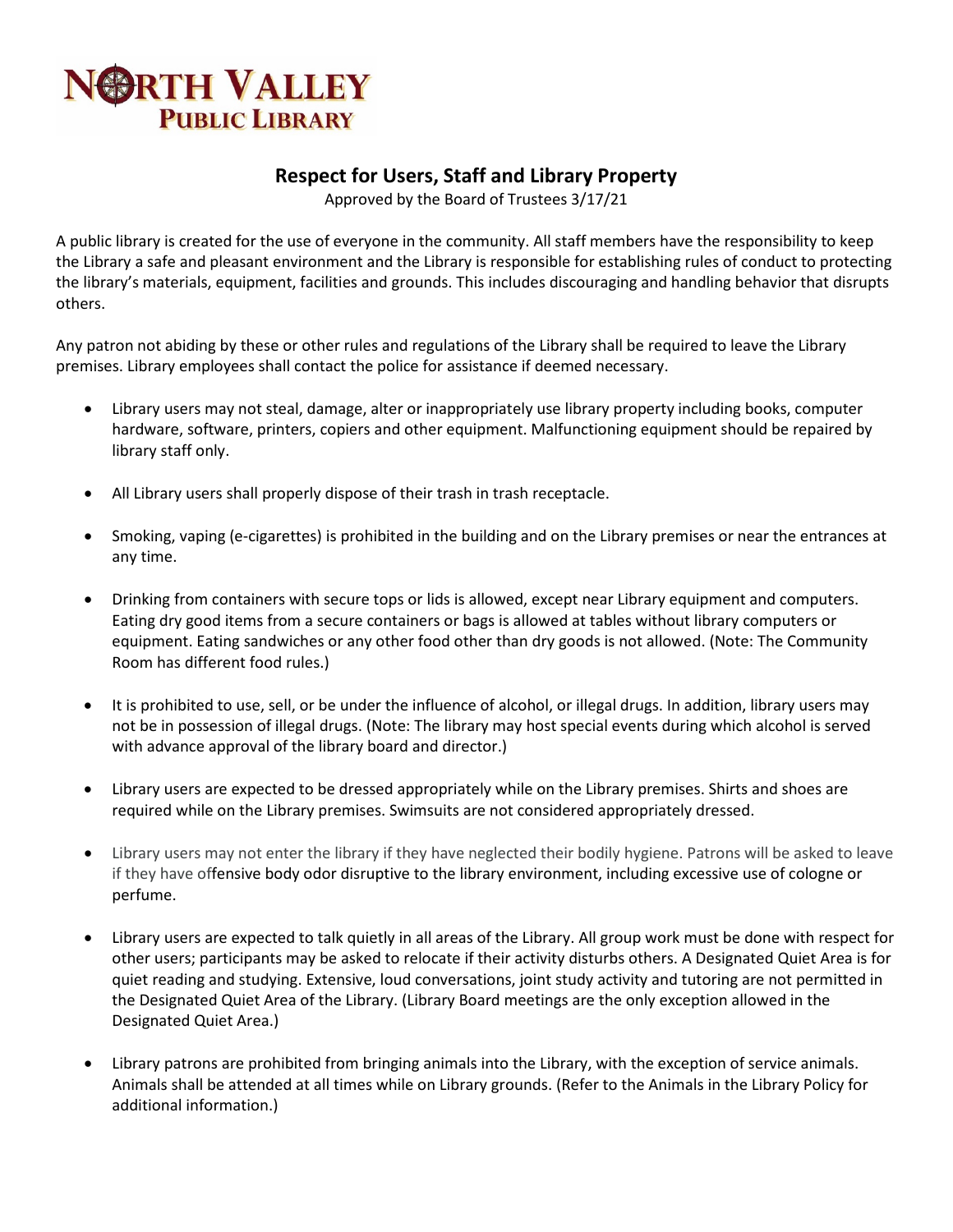# NORTH VALLEY PUBLIC LIBRARY

## Respect for Users, Staff and Library Property

Approved by the Board of Trustees 3/17/21

A public library is created for the use of everyone in the community. All staff members have the responsibility to keep the Library a safe and pleasant environment and the Library is responsible for establishing rules of conduct to protecting the library's materials, equipment, facilities and grounds. This includes discouraging and handling behavior that disrupts others.

Any patron not abiding by these or other rules and regulations of the Library shall be required to leave the Library premises. Library employees shall contact the police for assistance if deemed necessary.

- Library users may not steal, damage, alter or inappropriately use library property including books, computer hardware, software, printers, copiers and other equipment. Malfunctioning equipment should be repaired by library staff only.

- All Library users shall properly dispose of their trash in trash receptacle.

- Smoking, vaping (e-cigarettes) is prohibited in the building and on the Library premises or near the entrances at any time.

- Drinking from containers with secure tops or lids is allowed, except near Library equipment and computers. Eating dry good items from a secure containers or bags is allowed at tables without library computers or equipment. Eating sandwiches or any other food other than dry goods is not allowed. (Note: The Community Room has different food rules.)

- It is prohibited to use, sell, or be under the influence of alcohol, or illegal drugs. In addition, library users may not be in possession of illegal drugs. (Note: The library may host special events during which alcohol is served with advance approval of the library board and director.)

- Library users are expected to be dressed appropriately while on the Library premises. Shirts and shoes are required while on the Library premises. Swimsuits are not considered appropriately dressed.

- Library users may not enter the library if they have neglected their bodily hygiene. Patrons will be asked to leave if they have offensive body odor disruptive to the library environment, including excessive use of cologne or perfume.

- Library users are expected to talk quietly in all areas of the Library. All group work must be done with respect for other users; participants may be asked to relocate if their activity disturbs others. A Designated Quiet Area is for quiet reading and studying. Extensive, loud conversations, joint study activity and tutoring are not permitted in the Designated Quiet Area of the Library. (Library Board meetings are the only exception allowed in the Designated Quiet Area.)

- Library patrons are prohibited from bringing animals into the Library, with the exception of service animals. Animals shall be attended at all times while on Library grounds. (Refer to the Animals in the Library Policy for additional information.)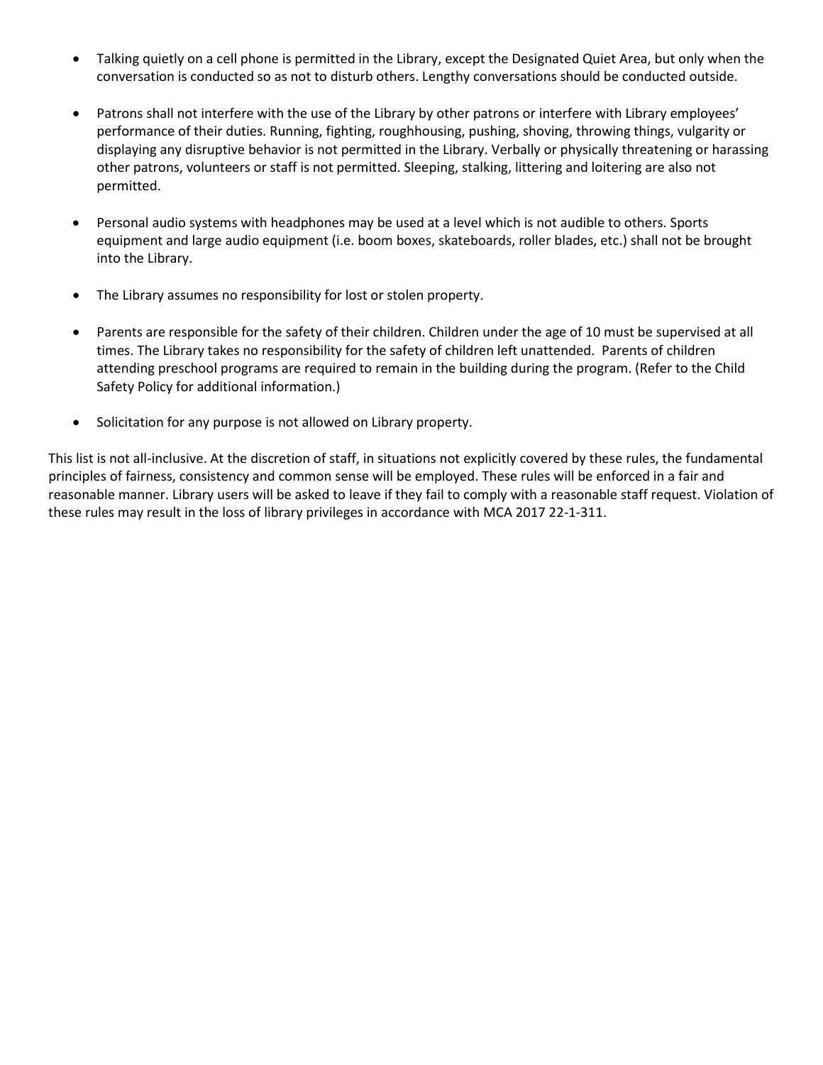- Talking quietly on a cell phone is permitted in the Library, except the Designated Quiet Area, but only when the conversation is conducted so as not to disturb others. Lengthy conversations should be conducted outside.

- Patrons shall not interfere with the use of the Library by other patrons or interfere with Library employees' performance of their duties. Running, fighting, roughhousing, pushing, shoving, throwing things, vulgarity or displaying any disruptive behavior is not permitted in the Library. Verbally or physically threatening or harassing other patrons, volunteers or staff is not permitted. Sleeping, stalking, littering and loitering are also not permitted.

- Personal audio systems with headphones may be used at a level which is not audible to others. Sports equipment and large audio equipment (i.e. boom boxes, skateboards, roller blades, etc.) shall not be brought into the Library.

- The Library assumes no responsibility for lost or stolen property.

- Parents are responsible for the safety of their children. Children under the age of 10 must be supervised at all times. The Library takes no responsibility for the safety of children left unattended. Parents of children attending preschool programs are required to remain in the building during the program. (Refer to the Child Safety Policy for additional information.)

- Solicitation for any purpose is not allowed on Library property.

This list is not all-inclusive. At the discretion of staff, in situations not explicitly covered by these rules, the fundamental principles of fairness, consistency and common sense will be employed. These rules will be enforced in a fair and reasonable manner. Library users will be asked to leave if they fail to comply with a reasonable staff request. Violation of these rules may result in the loss of library privileges in accordance with MCA 2017 22-1-311.